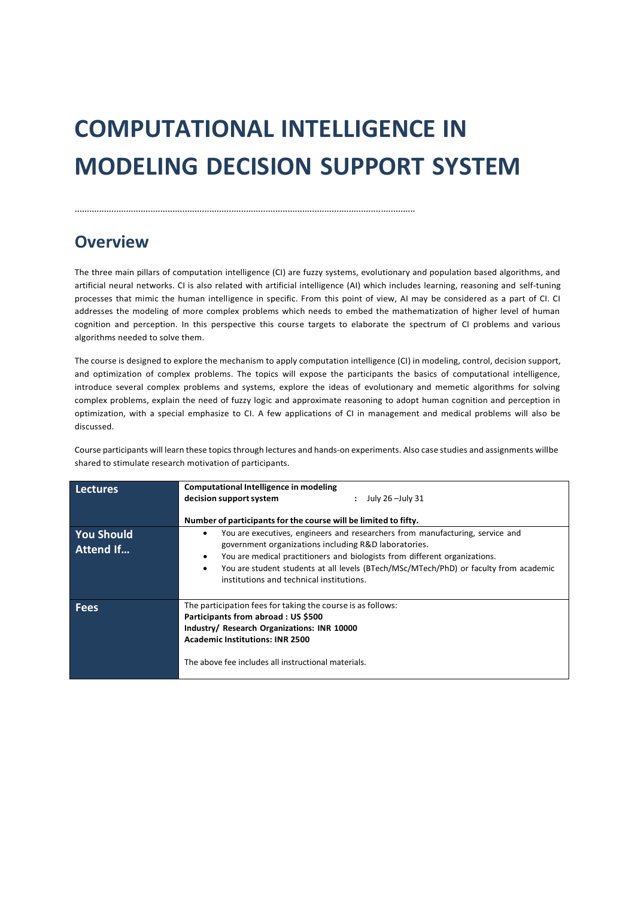# COMPUTATIONAL INTELLIGENCE IN MODELING DECISION SUPPORT SYSTEM

.......................................................................................................................................

## Overview

The three main pillars of computation intelligence (CI) are fuzzy systems, evolutionary and population based algorithms, and artificial neural networks. CI is also related with artificial intelligence (AI) which includes learning, reasoning and self-tuning processes that mimic the human intelligence in specific. From this point of view, AI may be considered as a part of CI. CI addresses the modeling of more complex problems which needs to embed the mathematization of higher level of human cognition and perception. In this perspective this course targets to elaborate the spectrum of CI problems and various algorithms needed to solve them.

The course is designed to explore the mechanism to apply computation intelligence (CI) in modeling, control, decision support, and optimization of complex problems. The topics will expose the participants the basics of computational intelligence, introduce several complex problems and systems, explore the ideas of evolutionary and memetic algorithms for solving complex problems, explain the need of fuzzy logic and approximate reasoning to adopt human cognition and perception in optimization, with a special emphasize to CI. A few applications of CI in management and medical problems will also be discussed.

Course participants will learn these topics through lectures and hands-on experiments. Also case studies and assignments willbe shared to stimulate research motivation of participants.

| | |
|---|---|
| **Lectures** | **Computational Intelligence in modeling decision support system** **:** July 26 –July 31<br><br>**Number of participants for the course will be limited to fifty.** |
| **You Should Attend If…** | • You are executives, engineers and researchers from manufacturing, service and government organizations including R&D laboratories.<br>• You are medical practitioners and biologists from different organizations.<br>• You are student students at all levels (BTech/MSc/MTech/PhD) or faculty from academic institutions and technical institutions. |
| **Fees** | The participation fees for taking the course is as follows:<br>**Participants from abroad : US $500**<br>**Industry/ Research Organizations: INR 10000**<br>**Academic Institutions: INR 2500**<br><br>The above fee includes all instructional materials. |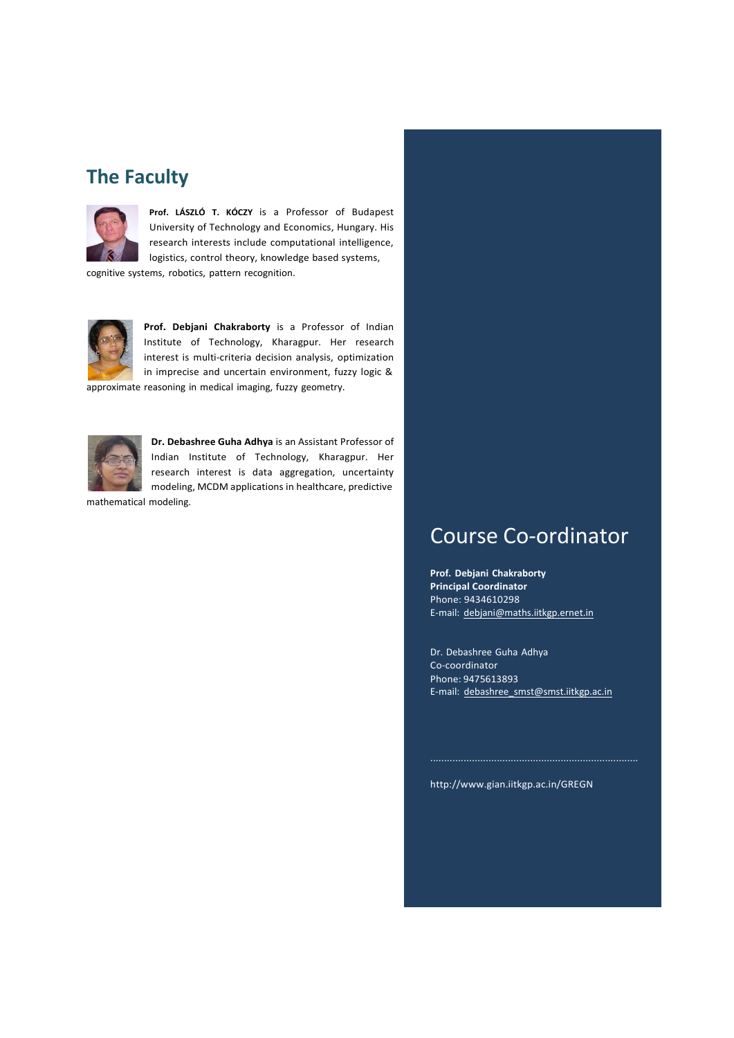## The Faculty

**Prof. LÁSZLÓ T. KÓCZY** is a Professor of Budapest University of Technology and Economics, Hungary. His research interests include computational intelligence, logistics, control theory, knowledge based systems, cognitive systems, robotics, pattern recognition.

**Prof. Debjani Chakraborty** is a Professor of Indian Institute of Technology, Kharagpur. Her research interest is multi-criteria decision analysis, optimization in imprecise and uncertain environment, fuzzy logic & approximate reasoning in medical imaging, fuzzy geometry.

**Dr. Debashree Guha Adhya** is an Assistant Professor of Indian Institute of Technology, Kharagpur. Her research interest is data aggregation, uncertainty modeling, MCDM applications in healthcare, predictive mathematical modeling.

## Course Co-ordinator

**Prof. Debjani Chakraborty**
**Principal Coordinator**
Phone: 9434610298
E-mail: debjani@maths.iitkgp.ernet.in

Dr. Debashree Guha Adhya
Co-coordinator
Phone: 9475613893
E-mail: debashree_smst@smst.iitkgp.ac.in

http://www.gian.iitkgp.ac.in/GREGN